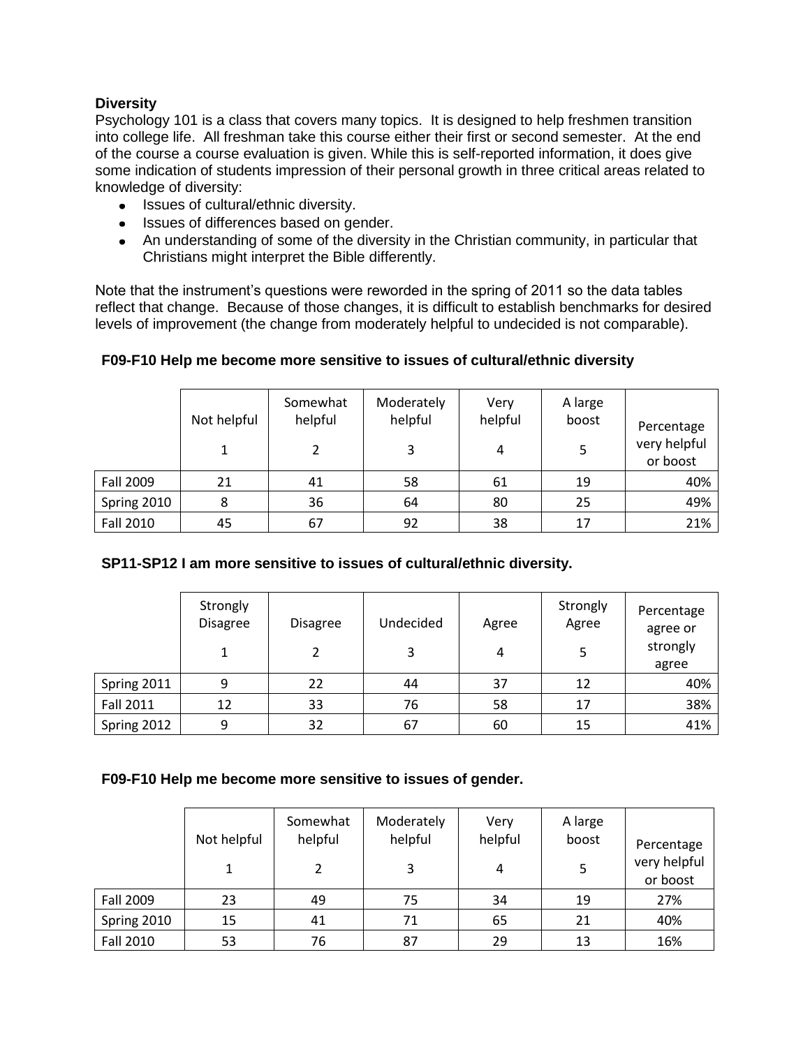**Diversity**

Psychology 101 is a class that covers many topics. It is designed to help freshmen transition into college life. All freshman take this course either their first or second semester. At the end of the course a course evaluation is given. While this is self-reported information, it does give some indication of students impression of their personal growth in three critical areas related to knowledge of diversity:

- Issues of cultural/ethnic diversity.
- Issues of differences based on gender.
- An understanding of some of the diversity in the Christian community, in particular that Christians might interpret the Bible differently.

Note that the instrument's questions were reworded in the spring of 2011 so the data tables reflect that change. Because of those changes, it is difficult to establish benchmarks for desired levels of improvement (the change from moderately helpful to undecided is not comparable).

**F09-F10 Help me become more sensitive to issues of cultural/ethnic diversity**

| | Not helpful 1 | Somewhat helpful 2 | Moderately helpful 3 | Very helpful 4 | A large boost 5 | Percentage very helpful or boost |
|---|---|---|---|---|---|---|
| Fall 2009 | 21 | 41 | 58 | 61 | 19 | 40% |
| Spring 2010 | 8 | 36 | 64 | 80 | 25 | 49% |
| Fall 2010 | 45 | 67 | 92 | 38 | 17 | 21% |

**SP11-SP12 I am more sensitive to issues of cultural/ethnic diversity.**

| | Strongly Disagree 1 | Disagree 2 | Undecided 3 | Agree 4 | Strongly Agree 5 | Percentage agree or strongly agree |
|---|---|---|---|---|---|---|
| Spring 2011 | 9 | 22 | 44 | 37 | 12 | 40% |
| Fall 2011 | 12 | 33 | 76 | 58 | 17 | 38% |
| Spring 2012 | 9 | 32 | 67 | 60 | 15 | 41% |

**F09-F10 Help me become more sensitive to issues of gender.**

| | Not helpful 1 | Somewhat helpful 2 | Moderately helpful 3 | Very helpful 4 | A large boost 5 | Percentage very helpful or boost |
|---|---|---|---|---|---|---|
| Fall 2009 | 23 | 49 | 75 | 34 | 19 | 27% |
| Spring 2010 | 15 | 41 | 71 | 65 | 21 | 40% |
| Fall 2010 | 53 | 76 | 87 | 29 | 13 | 16% |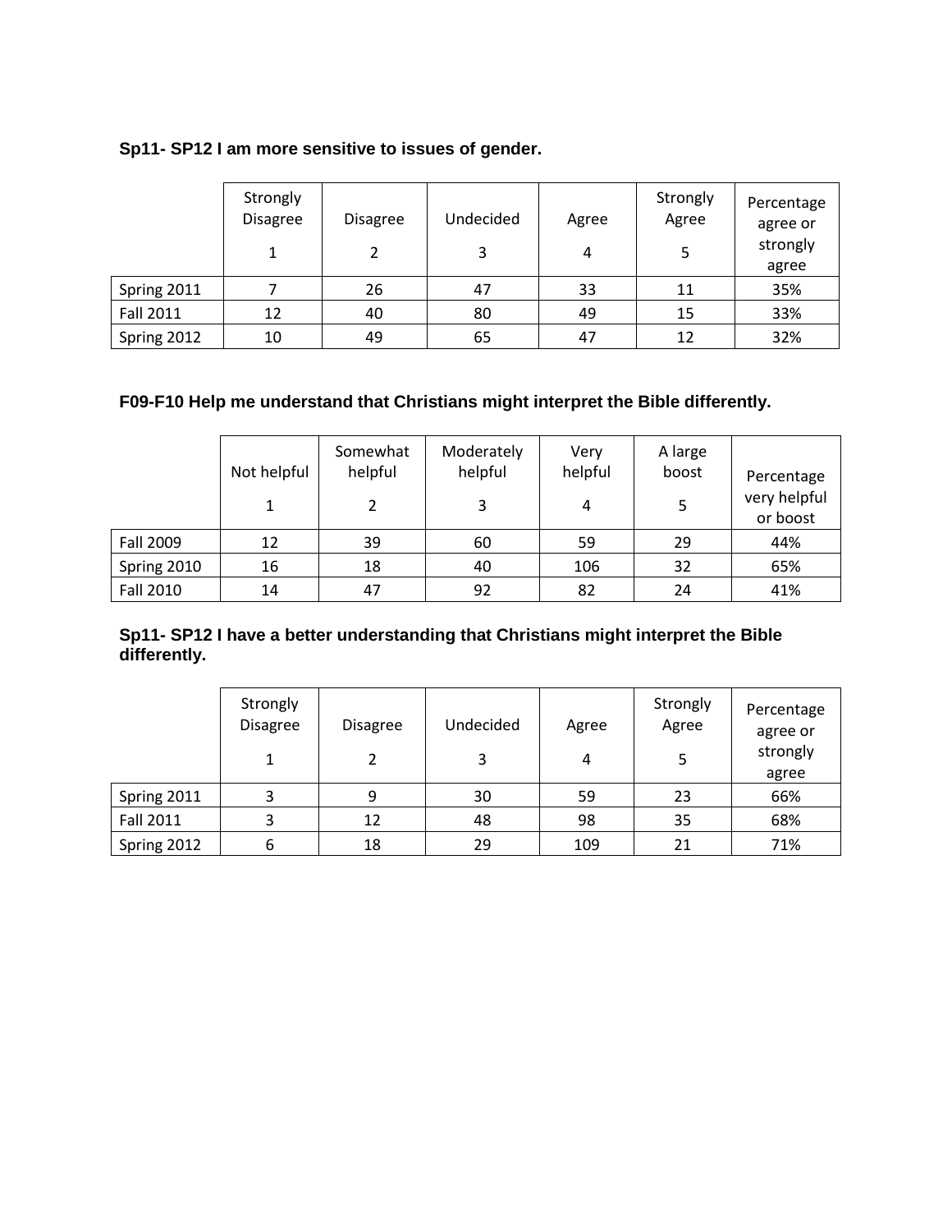**Sp11- SP12 I am more sensitive to issues of gender.**

| | Strongly Disagree 1 | Disagree 2 | Undecided 3 | Agree 4 | Strongly Agree 5 | Percentage agree or strongly agree |
|---|---|---|---|---|---|---|
| Spring 2011 | 7 | 26 | 47 | 33 | 11 | 35% |
| Fall 2011 | 12 | 40 | 80 | 49 | 15 | 33% |
| Spring 2012 | 10 | 49 | 65 | 47 | 12 | 32% |

**F09-F10 Help me understand that Christians might interpret the Bible differently.**

| | Not helpful 1 | Somewhat helpful 2 | Moderately helpful 3 | Very helpful 4 | A large boost 5 | Percentage very helpful or boost |
|---|---|---|---|---|---|---|
| Fall 2009 | 12 | 39 | 60 | 59 | 29 | 44% |
| Spring 2010 | 16 | 18 | 40 | 106 | 32 | 65% |
| Fall 2010 | 14 | 47 | 92 | 82 | 24 | 41% |

**Sp11- SP12 I have a better understanding that Christians might interpret the Bible differently.**

| | Strongly Disagree 1 | Disagree 2 | Undecided 3 | Agree 4 | Strongly Agree 5 | Percentage agree or strongly agree |
|---|---|---|---|---|---|---|
| Spring 2011 | 3 | 9 | 30 | 59 | 23 | 66% |
| Fall 2011 | 3 | 12 | 48 | 98 | 35 | 68% |
| Spring 2012 | 6 | 18 | 29 | 109 | 21 | 71% |